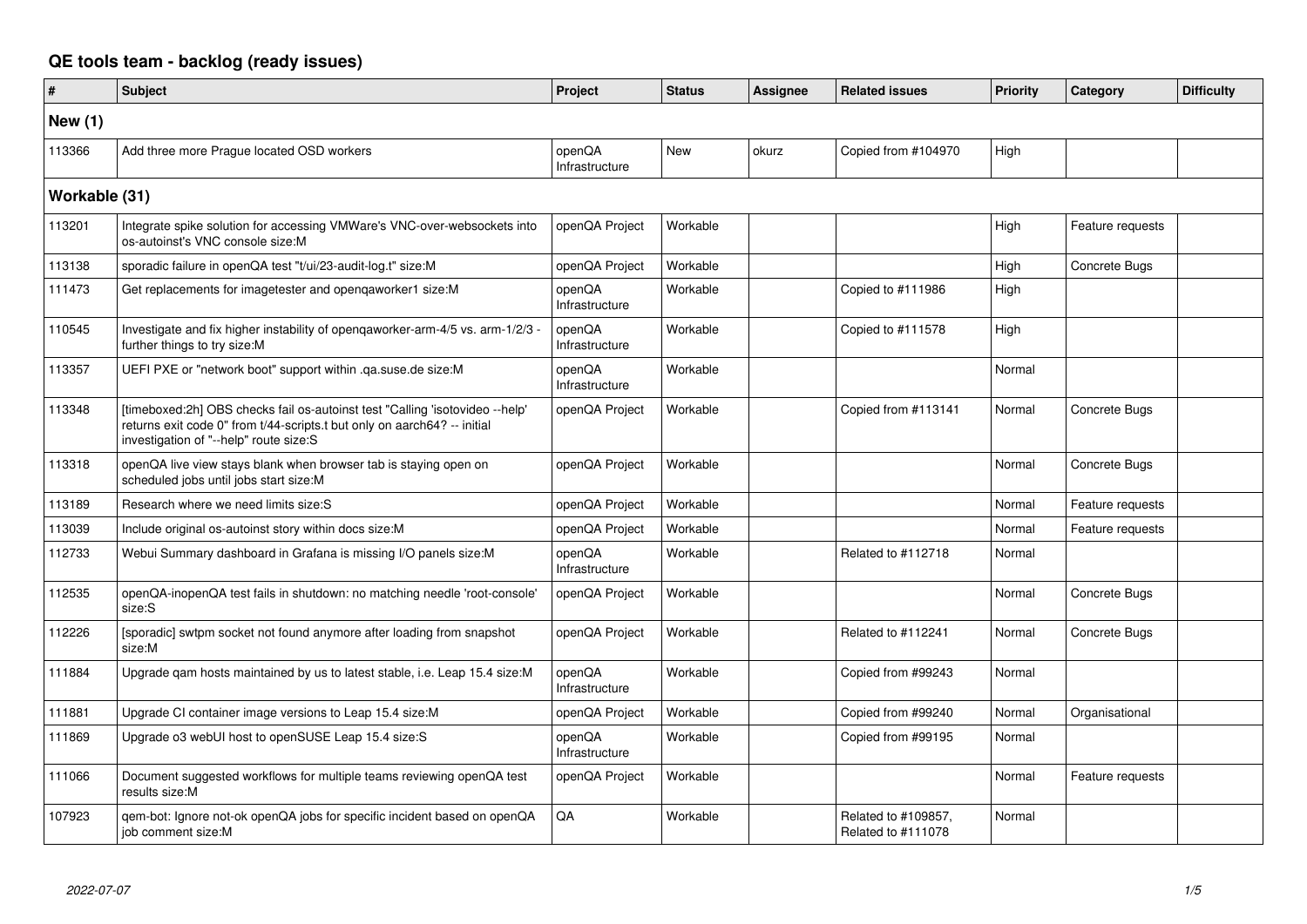# QE tools team - backlog (ready issues)

| # | Subject | Project | Status | Assignee | Related issues | Priority | Category | Difficulty |
|---|---|---|---|---|---|---|---|---|
| **New (1)** | | | | | | | | |
| 113366 | Add three more Prague located OSD workers | openQA Infrastructure | New | okurz | Copied from #104970 | High | | |
| **Workable (31)** | | | | | | | | |
| 113201 | Integrate spike solution for accessing VMWare's VNC-over-websockets into os-autoinst's VNC console size:M | openQA Project | Workable | | | High | Feature requests | |
| 113138 | sporadic failure in openQA test "t/ui/23-audit-log.t" size:M | openQA Project | Workable | | | High | Concrete Bugs | |
| 111473 | Get replacements for imagetester and openqaworker1 size:M | openQA Infrastructure | Workable | | Copied to #111986 | High | | |
| 110545 | Investigate and fix higher instability of openqaworker-arm-4/5 vs. arm-1/2/3 - further things to try size:M | openQA Infrastructure | Workable | | Copied to #111578 | High | | |
| 113357 | UEFI PXE or "network boot" support within .qa.suse.de size:M | openQA Infrastructure | Workable | | | Normal | | |
| 113348 | [timeboxed:2h] OBS checks fail os-autoinst test "Calling 'isotovideo --help' returns exit code 0" from t/44-scripts.t but only on aarch64? -- initial investigation of "--help" route size:S | openQA Project | Workable | | Copied from #113141 | Normal | Concrete Bugs | |
| 113318 | openQA live view stays blank when browser tab is staying open on scheduled jobs until jobs start size:M | openQA Project | Workable | | | Normal | Concrete Bugs | |
| 113189 | Research where we need limits size:S | openQA Project | Workable | | | Normal | Feature requests | |
| 113039 | Include original os-autoinst story within docs size:M | openQA Project | Workable | | | Normal | Feature requests | |
| 112733 | Webui Summary dashboard in Grafana is missing I/O panels size:M | openQA Infrastructure | Workable | | Related to #112718 | Normal | | |
| 112535 | openQA-inopenQA test fails in shutdown: no matching needle 'root-console' size:S | openQA Project | Workable | | | Normal | Concrete Bugs | |
| 112226 | [sporadic] swtpm socket not found anymore after loading from snapshot size:M | openQA Project | Workable | | Related to #112241 | Normal | Concrete Bugs | |
| 111884 | Upgrade qam hosts maintained by us to latest stable, i.e. Leap 15.4 size:M | openQA Infrastructure | Workable | | Copied from #99243 | Normal | | |
| 111881 | Upgrade CI container image versions to Leap 15.4 size:M | openQA Project | Workable | | Copied from #99240 | Normal | Organisational | |
| 111869 | Upgrade o3 webUI host to openSUSE Leap 15.4 size:S | openQA Infrastructure | Workable | | Copied from #99195 | Normal | | |
| 111066 | Document suggested workflows for multiple teams reviewing openQA test results size:M | openQA Project | Workable | | | Normal | Feature requests | |
| 107923 | qem-bot: Ignore not-ok openQA jobs for specific incident based on openQA job comment size:M | QA | Workable | | Related to #109857, Related to #111078 | Normal | | |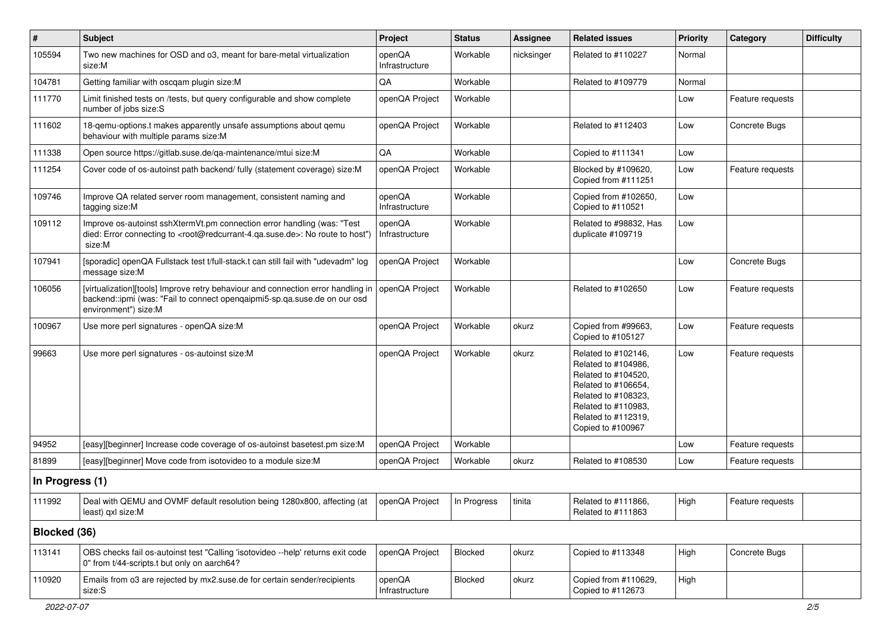| # | Subject | Project | Status | Assignee | Related issues | Priority | Category | Difficulty |
|---|---|---|---|---|---|---|---|---|
| 105594 | Two new machines for OSD and o3, meant for bare-metal virtualization size:M | openQA Infrastructure | Workable | nicksinger | Related to #110227 | Normal | | |
| 104781 | Getting familiar with oscqam plugin size:M | QA | Workable | | Related to #109779 | Normal | | |
| 111770 | Limit finished tests on /tests, but query configurable and show complete number of jobs size:S | openQA Project | Workable | | | Low | Feature requests | |
| 111602 | 18-qemu-options.t makes apparently unsafe assumptions about qemu behaviour with multiple params size:M | openQA Project | Workable | | Related to #112403 | Low | Concrete Bugs | |
| 111338 | Open source https://gitlab.suse.de/qa-maintenance/mtui size:M | QA | Workable | | Copied to #111341 | Low | | |
| 111254 | Cover code of os-autoinst path backend/ fully (statement coverage) size:M | openQA Project | Workable | | Blocked by #109620, Copied from #111251 | Low | Feature requests | |
| 109746 | Improve QA related server room management, consistent naming and tagging size:M | openQA Infrastructure | Workable | | Copied from #102650, Copied to #110521 | Low | | |
| 109112 | Improve os-autoinst sshXtermVt.pm connection error handling (was: "Test died: Error connecting to <root@redcurrant-4.qa.suse.de>: No route to host") size:M | openQA Infrastructure | Workable | | Related to #98832, Has duplicate #109719 | Low | | |
| 107941 | [sporadic] openQA Fullstack test t/full-stack.t can still fail with "udevadm" log message size:M | openQA Project | Workable | | | Low | Concrete Bugs | |
| 106056 | [virtualization][tools] Improve retry behaviour and connection error handling in backend::ipmi (was: "Fail to connect openqaipmi5-sp.qa.suse.de on our osd environment") size:M | openQA Project | Workable | | Related to #102650 | Low | Feature requests | |
| 100967 | Use more perl signatures - openQA size:M | openQA Project | Workable | okurz | Copied from #99663, Copied to #105127 | Low | Feature requests | |
| 99663 | Use more perl signatures - os-autoinst size:M | openQA Project | Workable | okurz | Related to #102146, Related to #104986, Related to #104520, Related to #106654, Related to #108323, Related to #110983, Related to #112319, Copied to #100967 | Low | Feature requests | |
| 94952 | [easy][beginner] Increase code coverage of os-autoinst basetest.pm size:M | openQA Project | Workable | | | Low | Feature requests | |
| 81899 | [easy][beginner] Move code from isotovideo to a module size:M | openQA Project | Workable | okurz | Related to #108530 | Low | Feature requests | |
| **In Progress (1)** | | | | | | | | |
| 111992 | Deal with QEMU and OVMF default resolution being 1280x800, affecting (at least) qxl size:M | openQA Project | In Progress | tinita | Related to #111866, Related to #111863 | High | Feature requests | |
| **Blocked (36)** | | | | | | | | |
| 113141 | OBS checks fail os-autoinst test "Calling 'isotovideo --help' returns exit code 0" from t/44-scripts.t but only on aarch64? | openQA Project | Blocked | okurz | Copied to #113348 | High | Concrete Bugs | |
| 110920 | Emails from o3 are rejected by mx2.suse.de for certain sender/recipients size:S | openQA Infrastructure | Blocked | okurz | Copied from #110629, Copied to #112673 | High | | |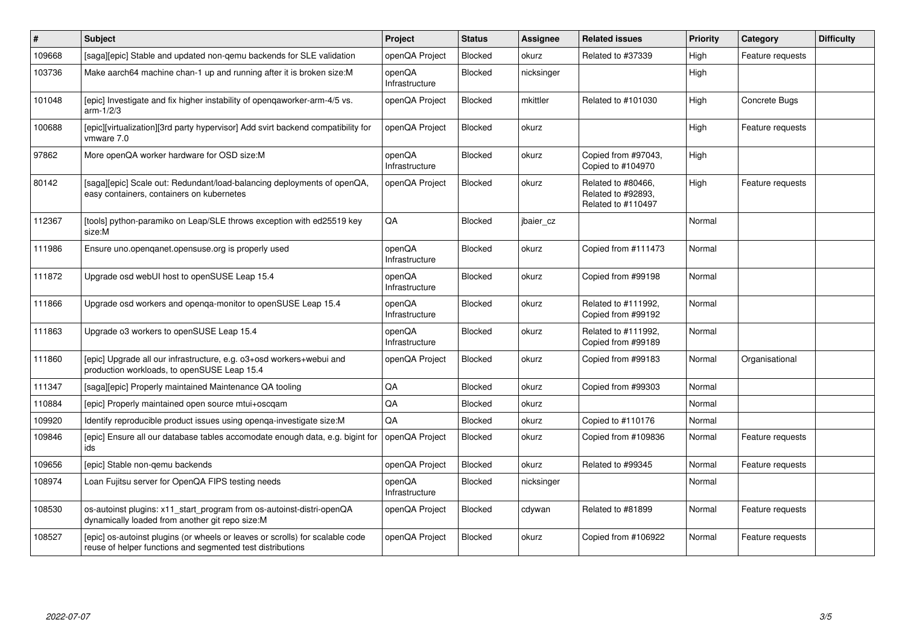| # | Subject | Project | Status | Assignee | Related issues | Priority | Category | Difficulty |
|---|---|---|---|---|---|---|---|---|
| 109668 | [saga][epic] Stable and updated non-qemu backends for SLE validation | openQA Project | Blocked | okurz | Related to #37339 | High | Feature requests | |
| 103736 | Make aarch64 machine chan-1 up and running after it is broken size:M | openQA Infrastructure | Blocked | nicksinger | | High | | |
| 101048 | [epic] Investigate and fix higher instability of openqaworker-arm-4/5 vs. arm-1/2/3 | openQA Project | Blocked | mkittler | Related to #101030 | High | Concrete Bugs | |
| 100688 | [epic][virtualization][3rd party hypervisor] Add svirt backend compatibility for vmware 7.0 | openQA Project | Blocked | okurz | | High | Feature requests | |
| 97862 | More openQA worker hardware for OSD size:M | openQA Infrastructure | Blocked | okurz | Copied from #97043, Copied to #104970 | High | | |
| 80142 | [saga][epic] Scale out: Redundant/load-balancing deployments of openQA, easy containers, containers on kubernetes | openQA Project | Blocked | okurz | Related to #80466, Related to #92893, Related to #110497 | High | Feature requests | |
| 112367 | [tools] python-paramiko on Leap/SLE throws exception with ed25519 key size:M | QA | Blocked | jbaier_cz | | Normal | | |
| 111986 | Ensure uno.openqanet.opensuse.org is properly used | openQA Infrastructure | Blocked | okurz | Copied from #111473 | Normal | | |
| 111872 | Upgrade osd webUI host to openSUSE Leap 15.4 | openQA Infrastructure | Blocked | okurz | Copied from #99198 | Normal | | |
| 111866 | Upgrade osd workers and openqa-monitor to openSUSE Leap 15.4 | openQA Infrastructure | Blocked | okurz | Related to #111992, Copied from #99192 | Normal | | |
| 111863 | Upgrade o3 workers to openSUSE Leap 15.4 | openQA Infrastructure | Blocked | okurz | Related to #111992, Copied from #99189 | Normal | | |
| 111860 | [epic] Upgrade all our infrastructure, e.g. o3+osd workers+webui and production workloads, to openSUSE Leap 15.4 | openQA Project | Blocked | okurz | Copied from #99183 | Normal | Organisational | |
| 111347 | [saga][epic] Properly maintained Maintenance QA tooling | QA | Blocked | okurz | Copied from #99303 | Normal | | |
| 110884 | [epic] Properly maintained open source mtui+oscqam | QA | Blocked | okurz | | Normal | | |
| 109920 | Identify reproducible product issues using openqa-investigate size:M | QA | Blocked | okurz | Copied to #110176 | Normal | | |
| 109846 | [epic] Ensure all our database tables accomodate enough data, e.g. bigint for ids | openQA Project | Blocked | okurz | Copied from #109836 | Normal | Feature requests | |
| 109656 | [epic] Stable non-qemu backends | openQA Project | Blocked | okurz | Related to #99345 | Normal | Feature requests | |
| 108974 | Loan Fujitsu server for OpenQA FIPS testing needs | openQA Infrastructure | Blocked | nicksinger | | Normal | | |
| 108530 | os-autoinst plugins: x11_start_program from os-autoinst-distri-openQA dynamically loaded from another git repo size:M | openQA Project | Blocked | cdywan | Related to #81899 | Normal | Feature requests | |
| 108527 | [epic] os-autoinst plugins (or wheels or leaves or scrolls) for scalable code reuse of helper functions and segmented test distributions | openQA Project | Blocked | okurz | Copied from #106922 | Normal | Feature requests | |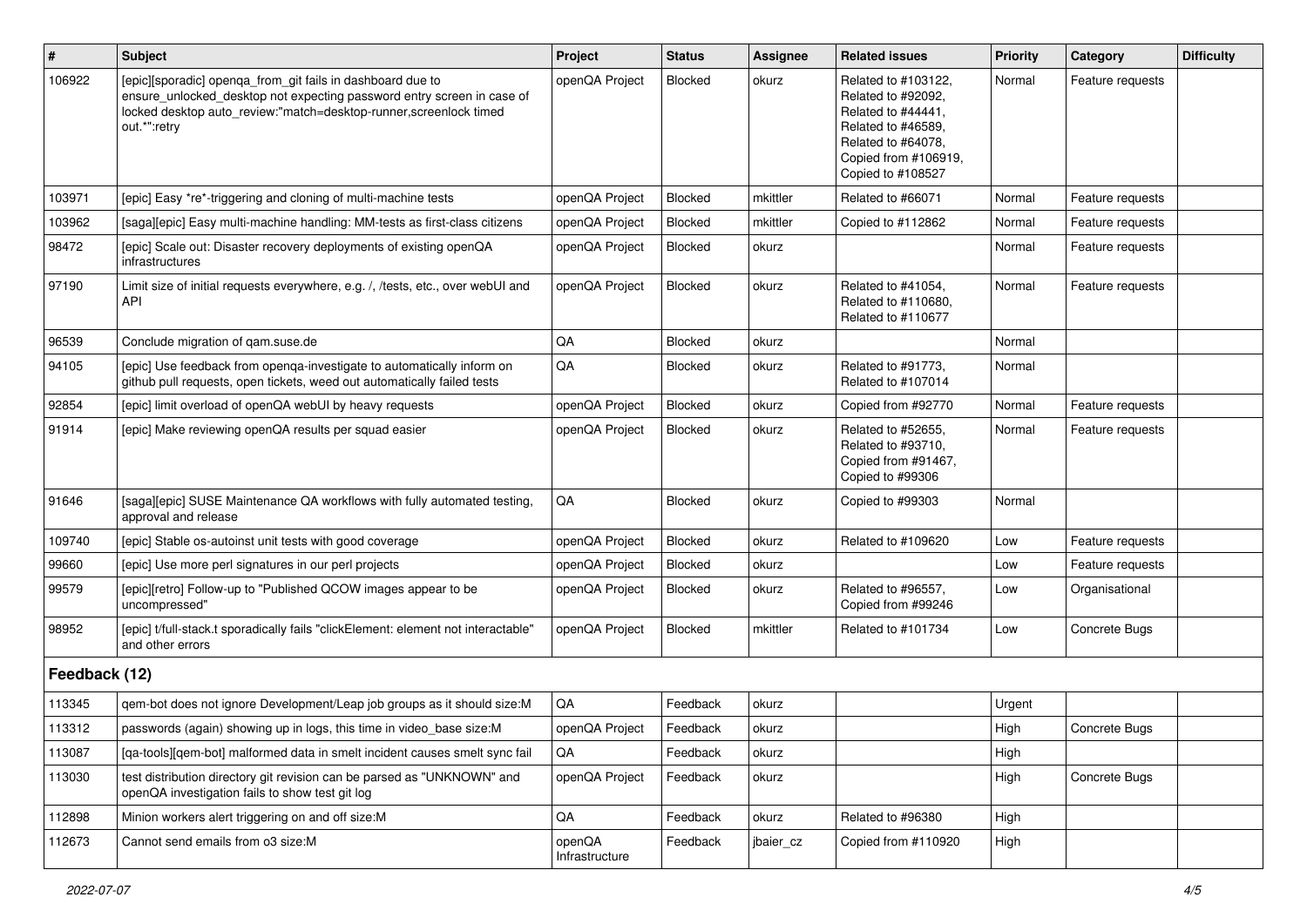| # | Subject | Project | Status | Assignee | Related issues | Priority | Category | Difficulty |
|---|---|---|---|---|---|---|---|---|
| 106922 | [epic][sporadic] openqa_from_git fails in dashboard due to ensure_unlocked_desktop not expecting password entry screen in case of locked desktop auto_review:"match=desktop-runner,screenlock timed out.*":retry | openQA Project | Blocked | okurz | Related to #103122, Related to #92092, Related to #44441, Related to #46589, Related to #64078, Copied from #106919, Copied to #108527 | Normal | Feature requests | |
| 103971 | [epic] Easy *re*-triggering and cloning of multi-machine tests | openQA Project | Blocked | mkittler | Related to #66071 | Normal | Feature requests | |
| 103962 | [saga][epic] Easy multi-machine handling: MM-tests as first-class citizens | openQA Project | Blocked | mkittler | Copied to #112862 | Normal | Feature requests | |
| 98472 | [epic] Scale out: Disaster recovery deployments of existing openQA infrastructures | openQA Project | Blocked | okurz | | Normal | Feature requests | |
| 97190 | Limit size of initial requests everywhere, e.g. /, /tests, etc., over webUI and API | openQA Project | Blocked | okurz | Related to #41054, Related to #110680, Related to #110677 | Normal | Feature requests | |
| 96539 | Conclude migration of qam.suse.de | QA | Blocked | okurz | | Normal | | |
| 94105 | [epic] Use feedback from openqa-investigate to automatically inform on github pull requests, open tickets, weed out automatically failed tests | QA | Blocked | okurz | Related to #91773, Related to #107014 | Normal | | |
| 92854 | [epic] limit overload of openQA webUI by heavy requests | openQA Project | Blocked | okurz | Copied from #92770 | Normal | Feature requests | |
| 91914 | [epic] Make reviewing openQA results per squad easier | openQA Project | Blocked | okurz | Related to #52655, Related to #93710, Copied from #91467, Copied to #99306 | Normal | Feature requests | |
| 91646 | [saga][epic] SUSE Maintenance QA workflows with fully automated testing, approval and release | QA | Blocked | okurz | Copied to #99303 | Normal | | |
| 109740 | [epic] Stable os-autoinst unit tests with good coverage | openQA Project | Blocked | okurz | Related to #109620 | Low | Feature requests | |
| 99660 | [epic] Use more perl signatures in our perl projects | openQA Project | Blocked | okurz | | Low | Feature requests | |
| 99579 | [epic][retro] Follow-up to "Published QCOW images appear to be uncompressed" | openQA Project | Blocked | okurz | Related to #96557, Copied from #99246 | Low | Organisational | |
| 98952 | [epic] t/full-stack.t sporadically fails "clickElement: element not interactable" and other errors | openQA Project | Blocked | mkittler | Related to #101734 | Low | Concrete Bugs | |
| **Feedback (12)** | | | | | | | | |
| 113345 | qem-bot does not ignore Development/Leap job groups as it should size:M | QA | Feedback | okurz | | Urgent | | |
| 113312 | passwords (again) showing up in logs, this time in video_base size:M | openQA Project | Feedback | okurz | | High | Concrete Bugs | |
| 113087 | [qa-tools][qem-bot] malformed data in smelt incident causes smelt sync fail | QA | Feedback | okurz | | High | | |
| 113030 | test distribution directory git revision can be parsed as "UNKNOWN" and openQA investigation fails to show test git log | openQA Project | Feedback | okurz | | High | Concrete Bugs | |
| 112898 | Minion workers alert triggering on and off size:M | QA | Feedback | okurz | Related to #96380 | High | | |
| 112673 | Cannot send emails from o3 size:M | openQA Infrastructure | Feedback | jbaier_cz | Copied from #110920 | High | | |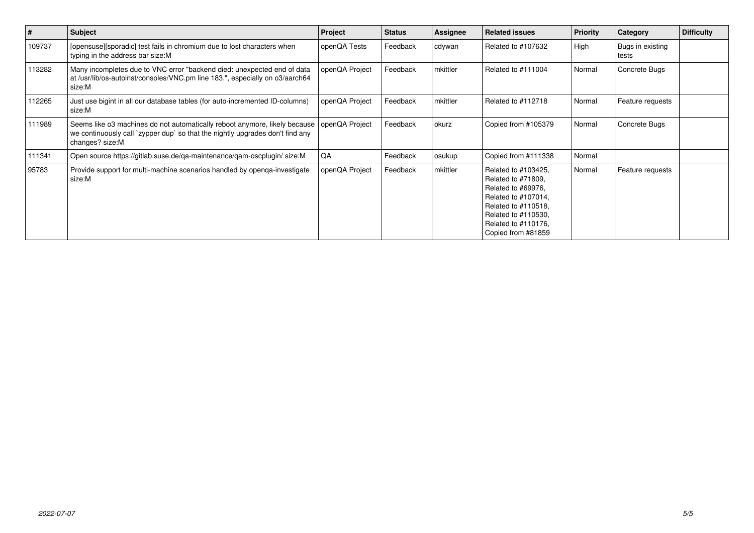| # | Subject | Project | Status | Assignee | Related issues | Priority | Category | Difficulty |
|---|---|---|---|---|---|---|---|---|
| 109737 | [opensuse][sporadic] test fails in chromium due to lost characters when typing in the address bar size:M | openQA Tests | Feedback | cdywan | Related to #107632 | High | Bugs in existing tests | |
| 113282 | Many incompletes due to VNC error "backend died: unexpected end of data at /usr/lib/os-autoinst/consoles/VNC.pm line 183.", especially on o3/aarch64 size:M | openQA Project | Feedback | mkittler | Related to #111004 | Normal | Concrete Bugs | |
| 112265 | Just use bigint in all our database tables (for auto-incremented ID-columns) size:M | openQA Project | Feedback | mkittler | Related to #112718 | Normal | Feature requests | |
| 111989 | Seems like o3 machines do not automatically reboot anymore, likely because we continuously call `zypper dup` so that the nightly upgrades don't find any changes? size:M | openQA Project | Feedback | okurz | Copied from #105379 | Normal | Concrete Bugs | |
| 111341 | Open source https://gitlab.suse.de/qa-maintenance/qam-oscplugin/ size:M | QA | Feedback | osukup | Copied from #111338 | Normal | | |
| 95783 | Provide support for multi-machine scenarios handled by openqa-investigate size:M | openQA Project | Feedback | mkittler | Related to #103425, Related to #71809, Related to #69976, Related to #107014, Related to #110518, Related to #110530, Related to #110176, Copied from #81859 | Normal | Feature requests | |

*2022-07-07*